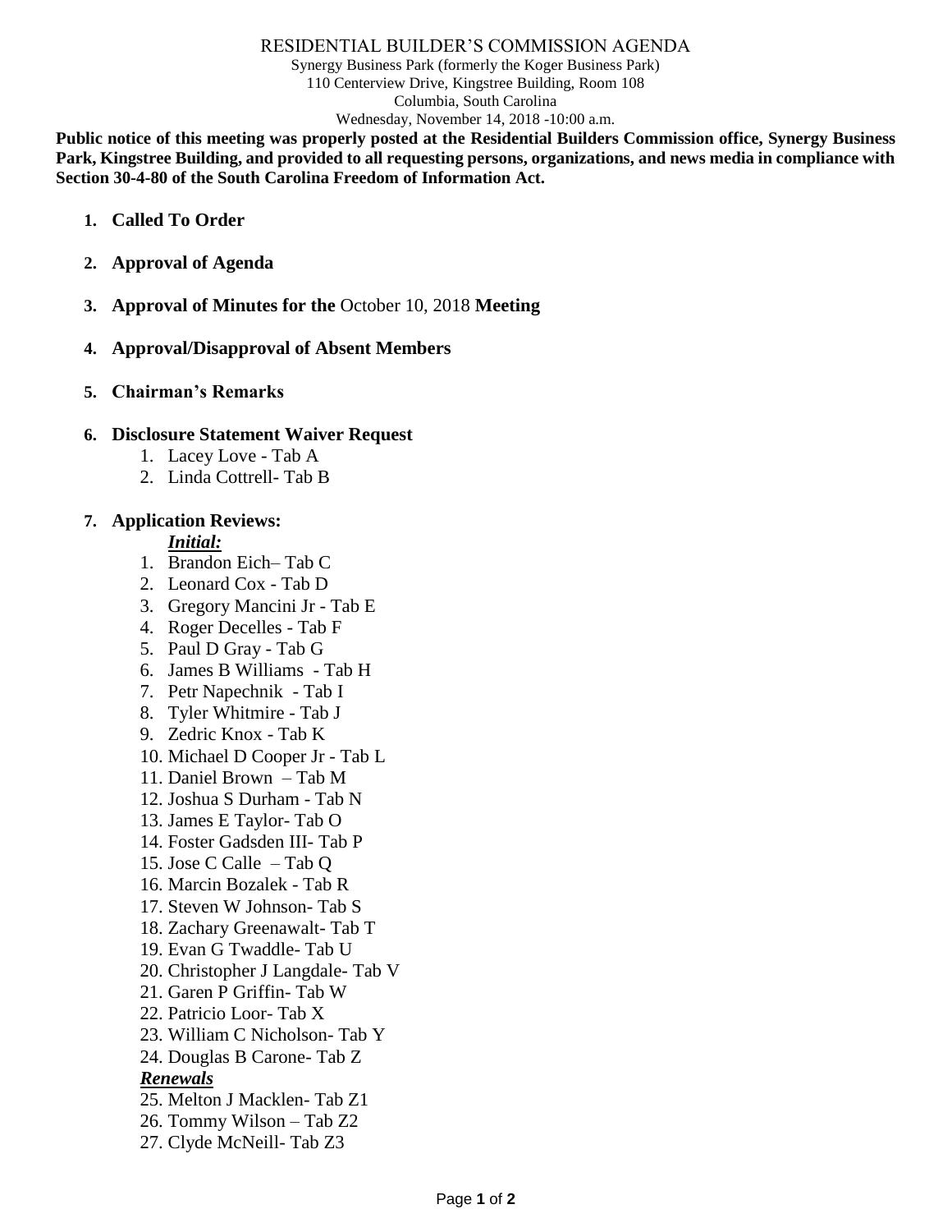# RESIDENTIAL BUILDER'S COMMISSION AGENDA

Synergy Business Park (formerly the Koger Business Park)
110 Centerview Drive, Kingstree Building, Room 108
Columbia, South Carolina
Wednesday, November 14, 2018 -10:00 a.m.

**Public notice of this meeting was properly posted at the Residential Builders Commission office, Synergy Business Park, Kingstree Building, and provided to all requesting persons, organizations, and news media in compliance with Section 30-4-80 of the South Carolina Freedom of Information Act.**

1. **Called To Order**

2. **Approval of Agenda**

3. **Approval of Minutes for the** October 10, 2018 **Meeting**

4. **Approval/Disapproval of Absent Members**

5. **Chairman's Remarks**

6. **Disclosure Statement Waiver Request**
   1. Lacey Love - Tab A
   2. Linda Cottrell- Tab B

7. **Application Reviews:**

   ***Initial:***
   1. Brandon Eich– Tab C
   2. Leonard Cox - Tab D
   3. Gregory Mancini Jr - Tab E
   4. Roger Decelles - Tab F
   5. Paul D Gray - Tab G
   6. James B Williams - Tab H
   7. Petr Napechnik - Tab I
   8. Tyler Whitmire - Tab J
   9. Zedric Knox - Tab K
   10. Michael D Cooper Jr - Tab L
   11. Daniel Brown – Tab M
   12. Joshua S Durham - Tab N
   13. James E Taylor- Tab O
   14. Foster Gadsden III- Tab P
   15. Jose C Calle – Tab Q
   16. Marcin Bozalek - Tab R
   17. Steven W Johnson- Tab S
   18. Zachary Greenawalt- Tab T
   19. Evan G Twaddle- Tab U
   20. Christopher J Langdale- Tab V
   21. Garen P Griffin- Tab W
   22. Patricio Loor- Tab X
   23. William C Nicholson- Tab Y
   24. Douglas B Carone- Tab Z

   ***Renewals***

   25. Melton J Macklen- Tab Z1
   26. Tommy Wilson – Tab Z2
   27. Clyde McNeill- Tab Z3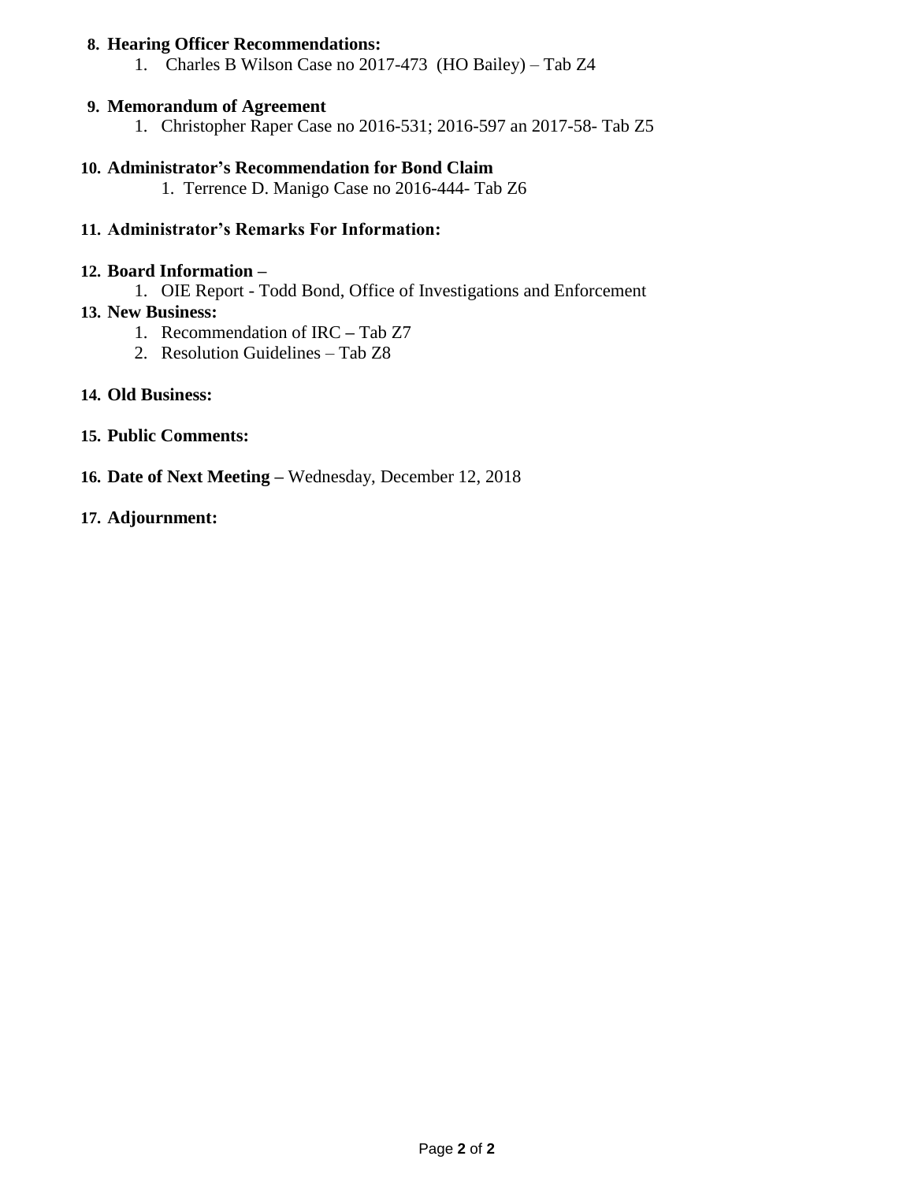8. **Hearing Officer Recommendations:**
    1. Charles B Wilson Case no 2017-473 (HO Bailey) – Tab Z4

9. **Memorandum of Agreement**
    1. Christopher Raper Case no 2016-531; 2016-597 an 2017-58- Tab Z5

10. **Administrator's Recommendation for Bond Claim**
    1. Terrence D. Manigo Case no 2016-444- Tab Z6

11. **Administrator's Remarks For Information:**

12. **Board Information –**
    1. OIE Report - Todd Bond, Office of Investigations and Enforcement

13. **New Business:**
    1. Recommendation of IRC – Tab Z7
    2. Resolution Guidelines – Tab Z8

14. **Old Business:**

15. **Public Comments:**

16. **Date of Next Meeting –** Wednesday, December 12, 2018

17. **Adjournment:**